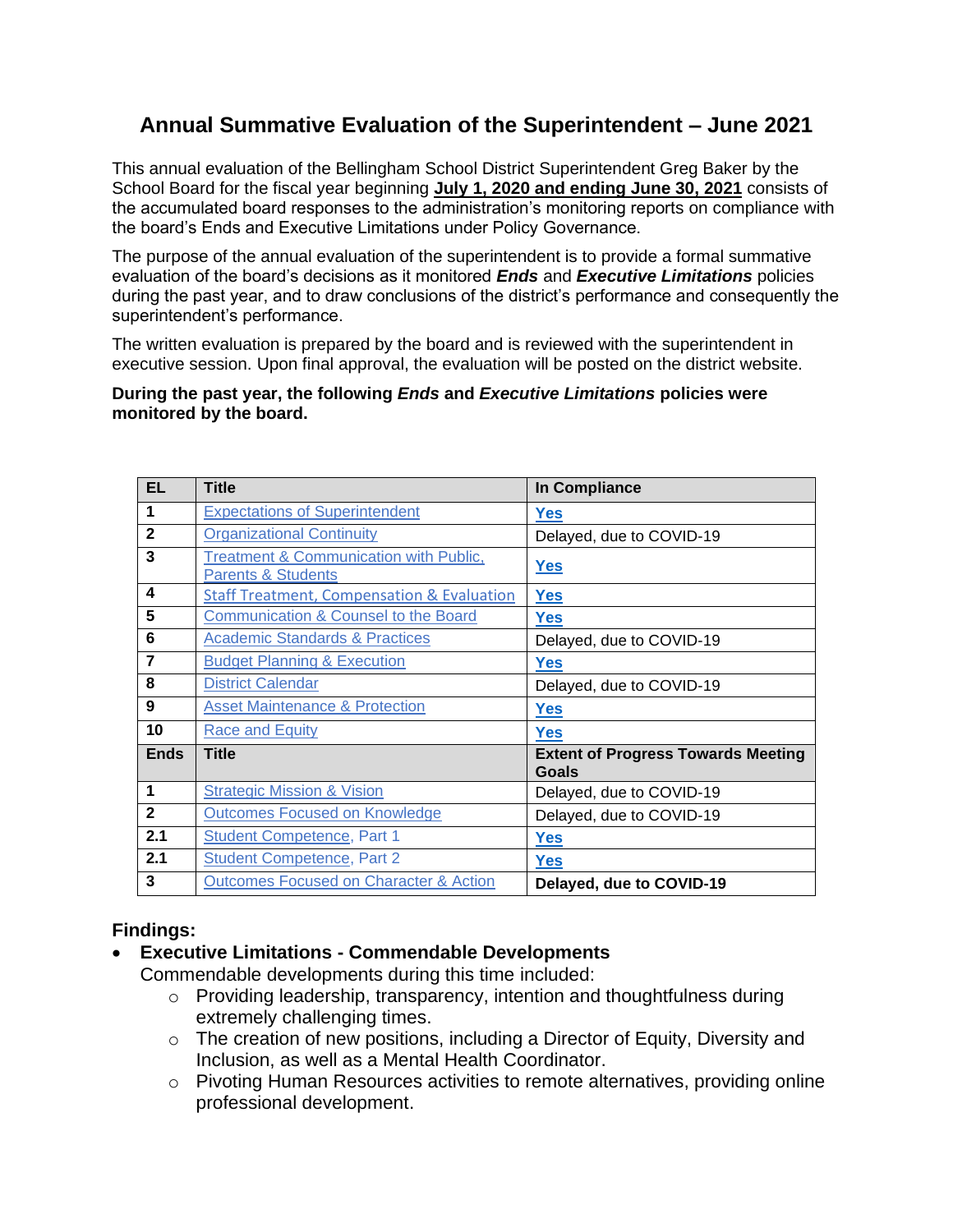# Annual Summative Evaluation of the Superintendent – June 2021

This annual evaluation of the Bellingham School District Superintendent Greg Baker by the School Board for the fiscal year beginning **July 1, 2020 and ending June 30, 2021** consists of the accumulated board responses to the administration's monitoring reports on compliance with the board's Ends and Executive Limitations under Policy Governance.

The purpose of the annual evaluation of the superintendent is to provide a formal summative evaluation of the board's decisions as it monitored ***Ends*** and ***Executive Limitations*** policies during the past year, and to draw conclusions of the district's performance and consequently the superintendent's performance.

The written evaluation is prepared by the board and is reviewed with the superintendent in executive session. Upon final approval, the evaluation will be posted on the district website.

**During the past year, the following *Ends* and *Executive Limitations* policies were monitored by the board.**

| EL | Title | In Compliance |
|---|---|---|
| 1 | Expectations of Superintendent | Yes |
| 2 | Organizational Continuity | Delayed, due to COVID-19 |
| 3 | Treatment & Communication with Public, Parents & Students | Yes |
| 4 | Staff Treatment, Compensation & Evaluation | Yes |
| 5 | Communication & Counsel to the Board | Yes |
| 6 | Academic Standards & Practices | Delayed, due to COVID-19 |
| 7 | Budget Planning & Execution | Yes |
| 8 | District Calendar | Delayed, due to COVID-19 |
| 9 | Asset Maintenance & Protection | Yes |
| 10 | Race and Equity | Yes |
| **Ends** | **Title** | **Extent of Progress Towards Meeting Goals** |
| 1 | Strategic Mission & Vision | Delayed, due to COVID-19 |
| 2 | Outcomes Focused on Knowledge | Delayed, due to COVID-19 |
| 2.1 | Student Competence, Part 1 | Yes |
| 2.1 | Student Competence, Part 2 | Yes |
| 3 | Outcomes Focused on Character & Action | **Delayed, due to COVID-19** |

## Findings:

- **Executive Limitations - Commendable Developments**
  Commendable developments during this time included:
  - Providing leadership, transparency, intention and thoughtfulness during extremely challenging times.
  - The creation of new positions, including a Director of Equity, Diversity and Inclusion, as well as a Mental Health Coordinator.
  - Pivoting Human Resources activities to remote alternatives, providing online professional development.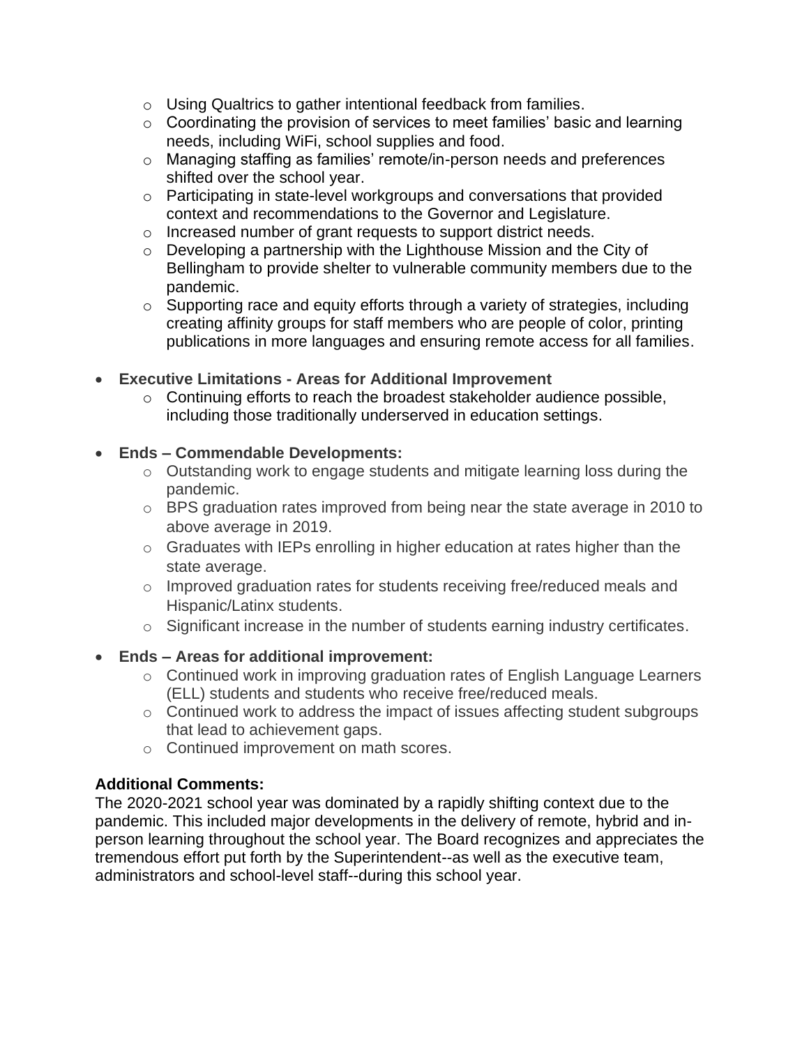- Using Qualtrics to gather intentional feedback from families.
  - Coordinating the provision of services to meet families' basic and learning needs, including WiFi, school supplies and food.
  - Managing staffing as families' remote/in-person needs and preferences shifted over the school year.
  - Participating in state-level workgroups and conversations that provided context and recommendations to the Governor and Legislature.
  - Increased number of grant requests to support district needs.
  - Developing a partnership with the Lighthouse Mission and the City of Bellingham to provide shelter to vulnerable community members due to the pandemic.
  - Supporting race and equity efforts through a variety of strategies, including creating affinity groups for staff members who are people of color, printing publications in more languages and ensuring remote access for all families.

- **Executive Limitations - Areas for Additional Improvement**
  - Continuing efforts to reach the broadest stakeholder audience possible, including those traditionally underserved in education settings.

- **Ends – Commendable Developments:**
  - Outstanding work to engage students and mitigate learning loss during the pandemic.
  - BPS graduation rates improved from being near the state average in 2010 to above average in 2019.
  - Graduates with IEPs enrolling in higher education at rates higher than the state average.
  - Improved graduation rates for students receiving free/reduced meals and Hispanic/Latinx students.
  - Significant increase in the number of students earning industry certificates.

- **Ends – Areas for additional improvement:**
  - Continued work in improving graduation rates of English Language Learners (ELL) students and students who receive free/reduced meals.
  - Continued work to address the impact of issues affecting student subgroups that lead to achievement gaps.
  - Continued improvement on math scores.

**Additional Comments:**

The 2020-2021 school year was dominated by a rapidly shifting context due to the pandemic. This included major developments in the delivery of remote, hybrid and in-person learning throughout the school year. The Board recognizes and appreciates the tremendous effort put forth by the Superintendent--as well as the executive team, administrators and school-level staff--during this school year.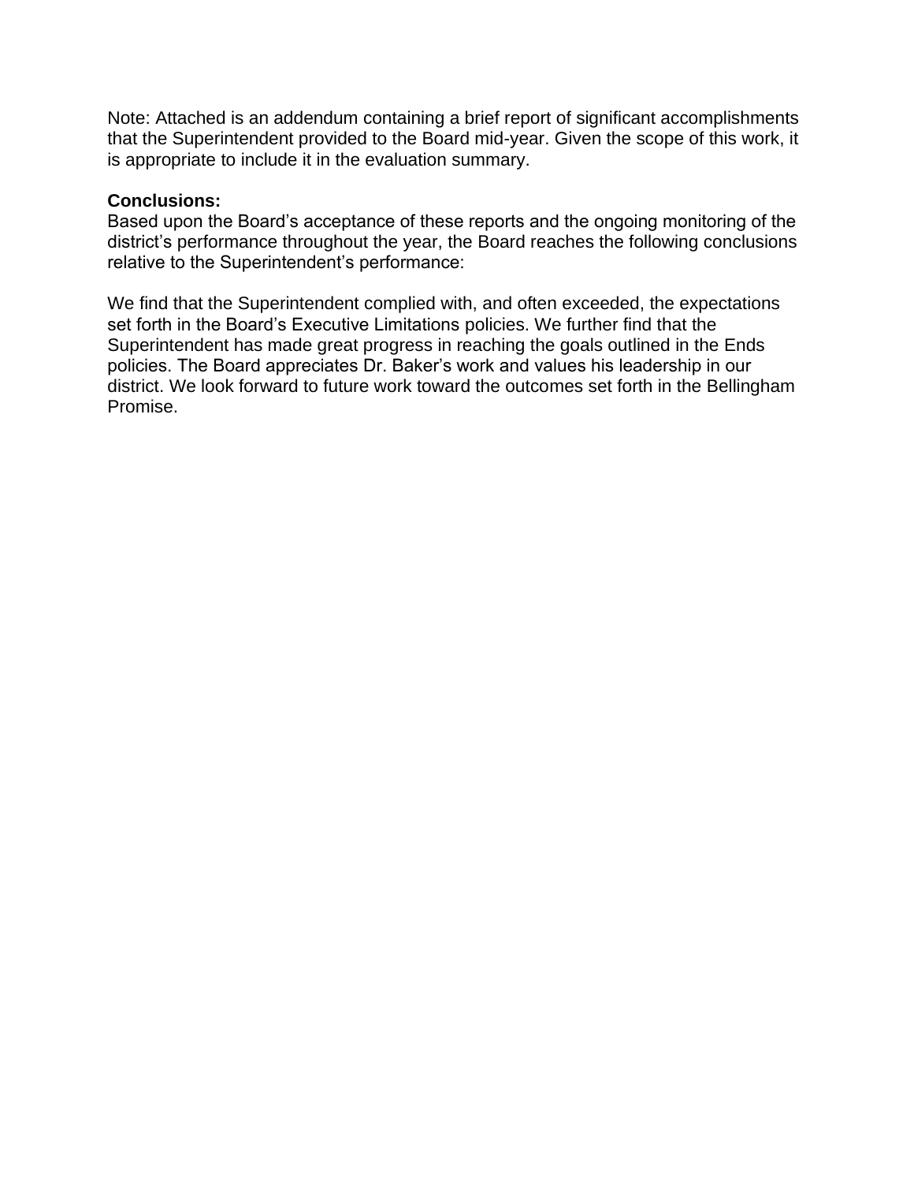Note: Attached is an addendum containing a brief report of significant accomplishments that the Superintendent provided to the Board mid-year. Given the scope of this work, it is appropriate to include it in the evaluation summary.

**Conclusions:**
Based upon the Board's acceptance of these reports and the ongoing monitoring of the district's performance throughout the year, the Board reaches the following conclusions relative to the Superintendent's performance:

We find that the Superintendent complied with, and often exceeded, the expectations set forth in the Board's Executive Limitations policies. We further find that the Superintendent has made great progress in reaching the goals outlined in the Ends policies. The Board appreciates Dr. Baker's work and values his leadership in our district. We look forward to future work toward the outcomes set forth in the Bellingham Promise.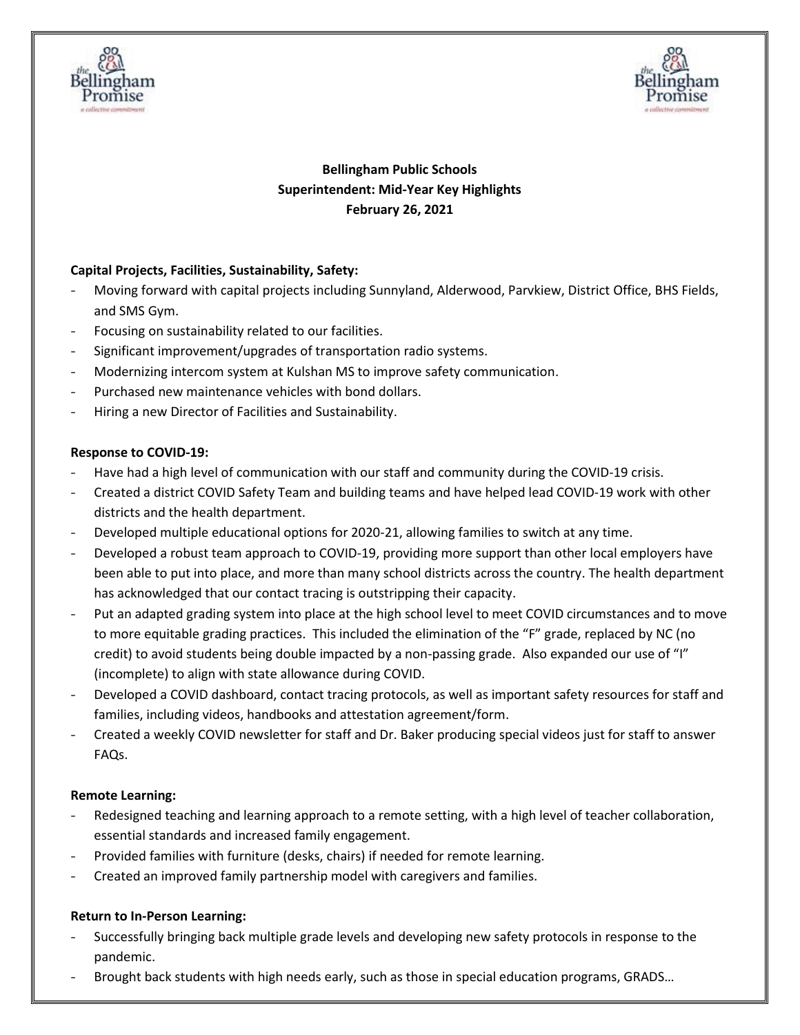**Bellingham Public Schools**
**Superintendent: Mid-Year Key Highlights**
**February 26, 2021**

**Capital Projects, Facilities, Sustainability, Safety:**

- Moving forward with capital projects including Sunnyland, Alderwood, Parvkiew, District Office, BHS Fields, and SMS Gym.
- Focusing on sustainability related to our facilities.
- Significant improvement/upgrades of transportation radio systems.
- Modernizing intercom system at Kulshan MS to improve safety communication.
- Purchased new maintenance vehicles with bond dollars.
- Hiring a new Director of Facilities and Sustainability.

**Response to COVID-19:**

- Have had a high level of communication with our staff and community during the COVID-19 crisis.
- Created a district COVID Safety Team and building teams and have helped lead COVID-19 work with other districts and the health department.
- Developed multiple educational options for 2020-21, allowing families to switch at any time.
- Developed a robust team approach to COVID-19, providing more support than other local employers have been able to put into place, and more than many school districts across the country. The health department has acknowledged that our contact tracing is outstripping their capacity.
- Put an adapted grading system into place at the high school level to meet COVID circumstances and to move to more equitable grading practices. This included the elimination of the "F" grade, replaced by NC (no credit) to avoid students being double impacted by a non-passing grade. Also expanded our use of "I" (incomplete) to align with state allowance during COVID.
- Developed a COVID dashboard, contact tracing protocols, as well as important safety resources for staff and families, including videos, handbooks and attestation agreement/form.
- Created a weekly COVID newsletter for staff and Dr. Baker producing special videos just for staff to answer FAQs.

**Remote Learning:**

- Redesigned teaching and learning approach to a remote setting, with a high level of teacher collaboration, essential standards and increased family engagement.
- Provided families with furniture (desks, chairs) if needed for remote learning.
- Created an improved family partnership model with caregivers and families.

**Return to In-Person Learning:**

- Successfully bringing back multiple grade levels and developing new safety protocols in response to the pandemic.
- Brought back students with high needs early, such as those in special education programs, GRADS…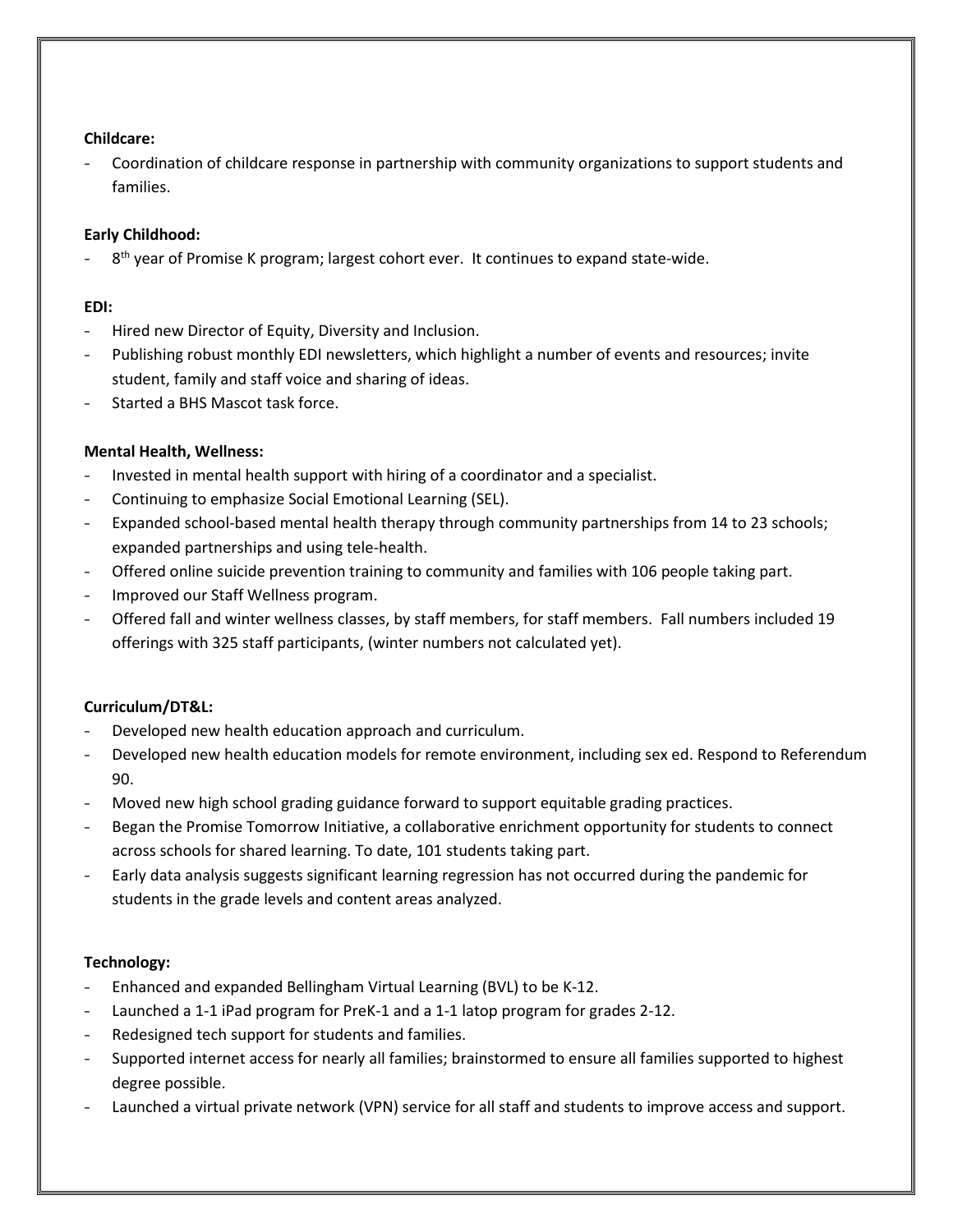**Childcare:**

- Coordination of childcare response in partnership with community organizations to support students and families.

**Early Childhood:**

- 8th year of Promise K program; largest cohort ever. It continues to expand state-wide.

**EDI:**

- Hired new Director of Equity, Diversity and Inclusion.
- Publishing robust monthly EDI newsletters, which highlight a number of events and resources; invite student, family and staff voice and sharing of ideas.
- Started a BHS Mascot task force.

**Mental Health, Wellness:**

- Invested in mental health support with hiring of a coordinator and a specialist.
- Continuing to emphasize Social Emotional Learning (SEL).
- Expanded school-based mental health therapy through community partnerships from 14 to 23 schools; expanded partnerships and using tele-health.
- Offered online suicide prevention training to community and families with 106 people taking part.
- Improved our Staff Wellness program.
- Offered fall and winter wellness classes, by staff members, for staff members. Fall numbers included 19 offerings with 325 staff participants, (winter numbers not calculated yet).

**Curriculum/DT&L:**

- Developed new health education approach and curriculum.
- Developed new health education models for remote environment, including sex ed. Respond to Referendum 90.
- Moved new high school grading guidance forward to support equitable grading practices.
- Began the Promise Tomorrow Initiative, a collaborative enrichment opportunity for students to connect across schools for shared learning. To date, 101 students taking part.
- Early data analysis suggests significant learning regression has not occurred during the pandemic for students in the grade levels and content areas analyzed.

**Technology:**

- Enhanced and expanded Bellingham Virtual Learning (BVL) to be K-12.
- Launched a 1-1 iPad program for PreK-1 and a 1-1 latop program for grades 2-12.
- Redesigned tech support for students and families.
- Supported internet access for nearly all families; brainstormed to ensure all families supported to highest degree possible.
- Launched a virtual private network (VPN) service for all staff and students to improve access and support.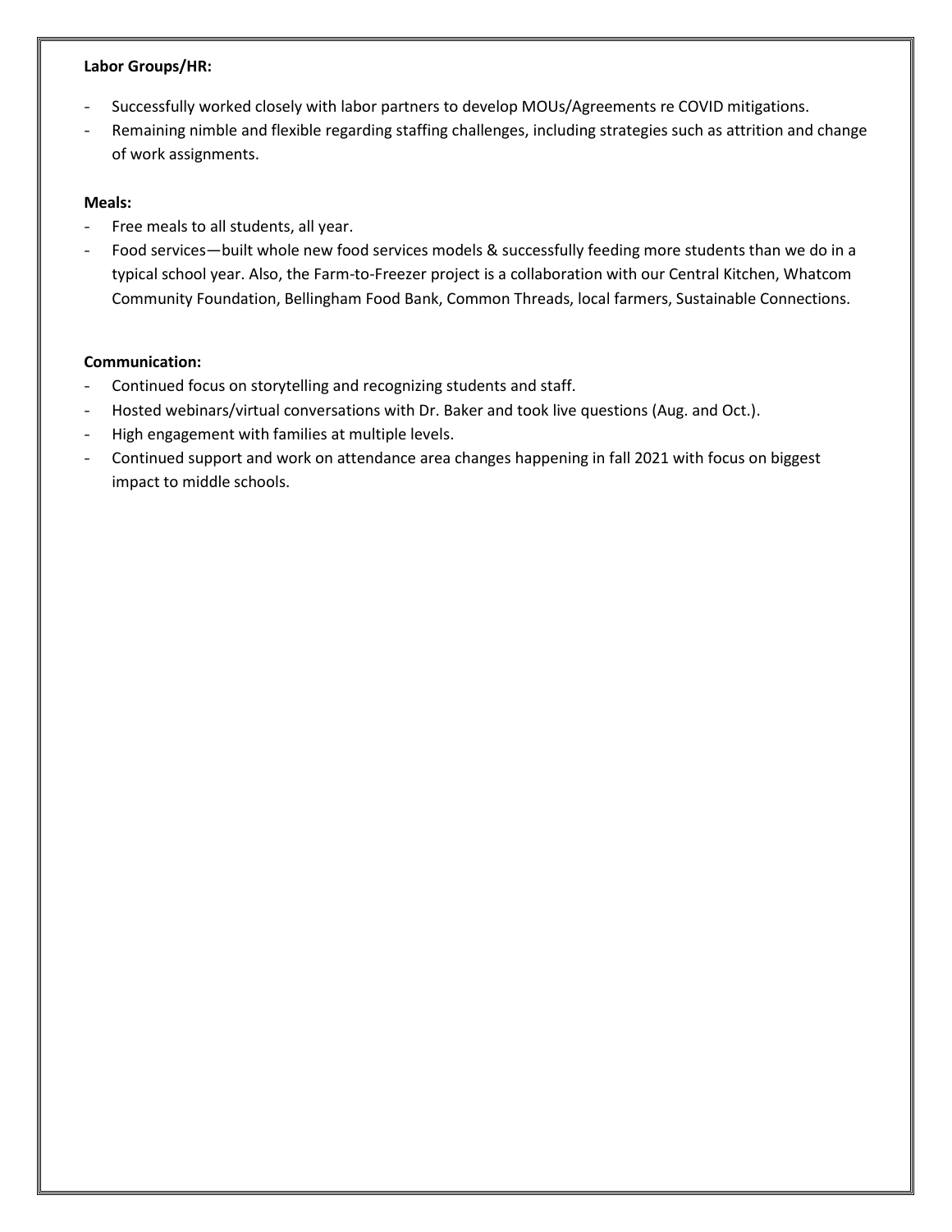**Labor Groups/HR:**

- Successfully worked closely with labor partners to develop MOUs/Agreements re COVID mitigations.
- Remaining nimble and flexible regarding staffing challenges, including strategies such as attrition and change of work assignments.

**Meals:**

- Free meals to all students, all year.
- Food services—built whole new food services models & successfully feeding more students than we do in a typical school year. Also, the Farm-to-Freezer project is a collaboration with our Central Kitchen, Whatcom Community Foundation, Bellingham Food Bank, Common Threads, local farmers, Sustainable Connections.

**Communication:**

- Continued focus on storytelling and recognizing students and staff.
- Hosted webinars/virtual conversations with Dr. Baker and took live questions (Aug. and Oct.).
- High engagement with families at multiple levels.
- Continued support and work on attendance area changes happening in fall 2021 with focus on biggest impact to middle schools.